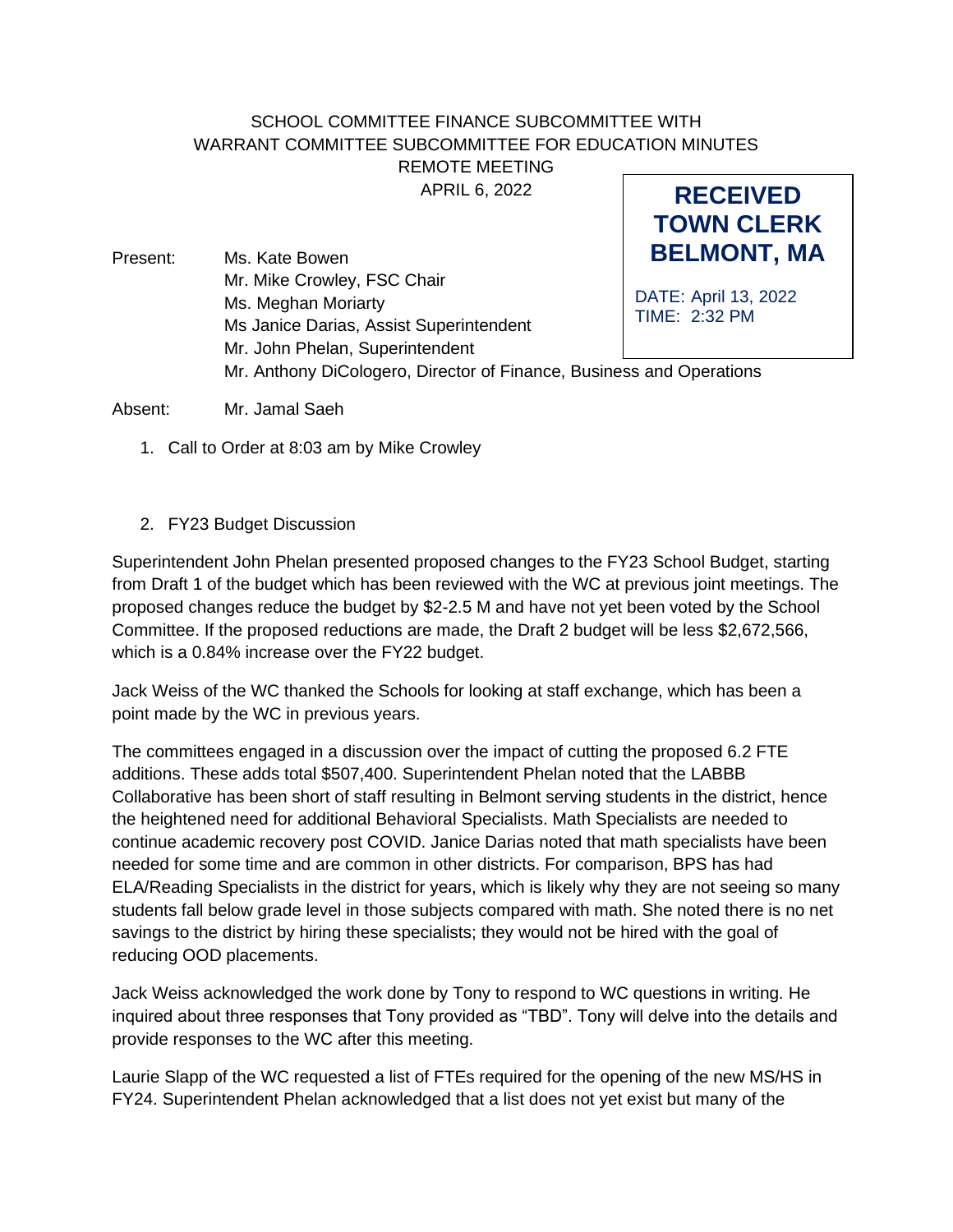# SCHOOL COMMITTEE FINANCE SUBCOMMITTEE WITH WARRANT COMMITTEE SUBCOMMITTEE FOR EDUCATION MINUTES

REMOTE MEETING

APRIL 6, 2022

**RECEIVED TOWN CLERK BELMONT, MA**

DATE: April 13, 2022
TIME: 2:32 PM

Present:
- Ms. Kate Bowen
- Mr. Mike Crowley, FSC Chair
- Ms. Meghan Moriarty
- Ms Janice Darias, Assist Superintendent
- Mr. John Phelan, Superintendent
- Mr. Anthony DiCologero, Director of Finance, Business and Operations

Absent: Mr. Jamal Saeh

1. Call to Order at 8:03 am by Mike Crowley

2. FY23 Budget Discussion

Superintendent John Phelan presented proposed changes to the FY23 School Budget, starting from Draft 1 of the budget which has been reviewed with the WC at previous joint meetings. The proposed changes reduce the budget by $2-2.5 M and have not yet been voted by the School Committee. If the proposed reductions are made, the Draft 2 budget will be less $2,672,566, which is a 0.84% increase over the FY22 budget.

Jack Weiss of the WC thanked the Schools for looking at staff exchange, which has been a point made by the WC in previous years.

The committees engaged in a discussion over the impact of cutting the proposed 6.2 FTE additions. These adds total $507,400. Superintendent Phelan noted that the LABBB Collaborative has been short of staff resulting in Belmont serving students in the district, hence the heightened need for additional Behavioral Specialists. Math Specialists are needed to continue academic recovery post COVID. Janice Darias noted that math specialists have been needed for some time and are common in other districts. For comparison, BPS has had ELA/Reading Specialists in the district for years, which is likely why they are not seeing so many students fall below grade level in those subjects compared with math. She noted there is no net savings to the district by hiring these specialists; they would not be hired with the goal of reducing OOD placements.

Jack Weiss acknowledged the work done by Tony to respond to WC questions in writing. He inquired about three responses that Tony provided as "TBD". Tony will delve into the details and provide responses to the WC after this meeting.

Laurie Slapp of the WC requested a list of FTEs required for the opening of the new MS/HS in FY24. Superintendent Phelan acknowledged that a list does not yet exist but many of the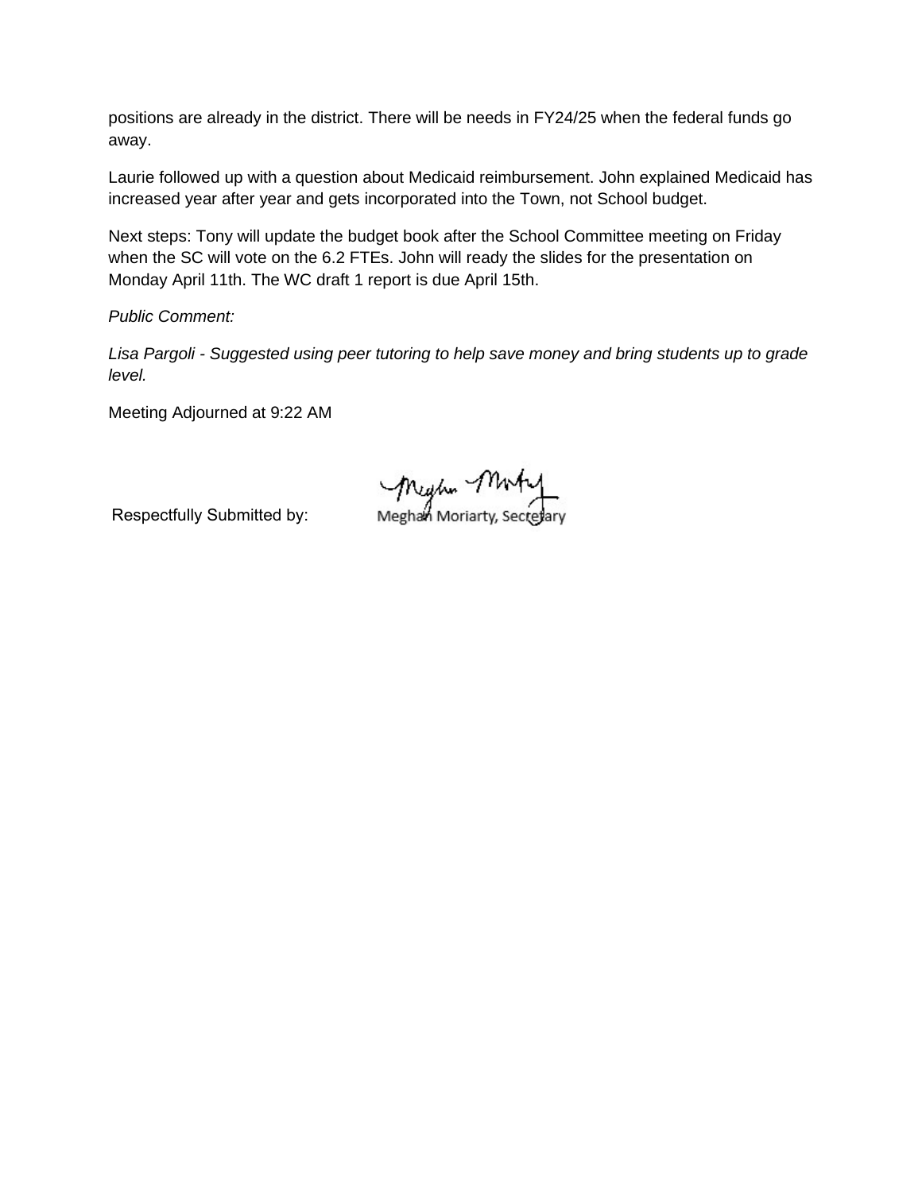positions are already in the district. There will be needs in FY24/25 when the federal funds go away.

Laurie followed up with a question about Medicaid reimbursement. John explained Medicaid has increased year after year and gets incorporated into the Town, not School budget.

Next steps: Tony will update the budget book after the School Committee meeting on Friday when the SC will vote on the 6.2 FTEs. John will ready the slides for the presentation on Monday April 11th. The WC draft 1 report is due April 15th.

*Public Comment:*

*Lisa Pargoli - Suggested using peer tutoring to help save money and bring students up to grade level.*

Meeting Adjourned at 9:22 AM

Respectfully Submitted by: Meghan Moriarty, Secretary